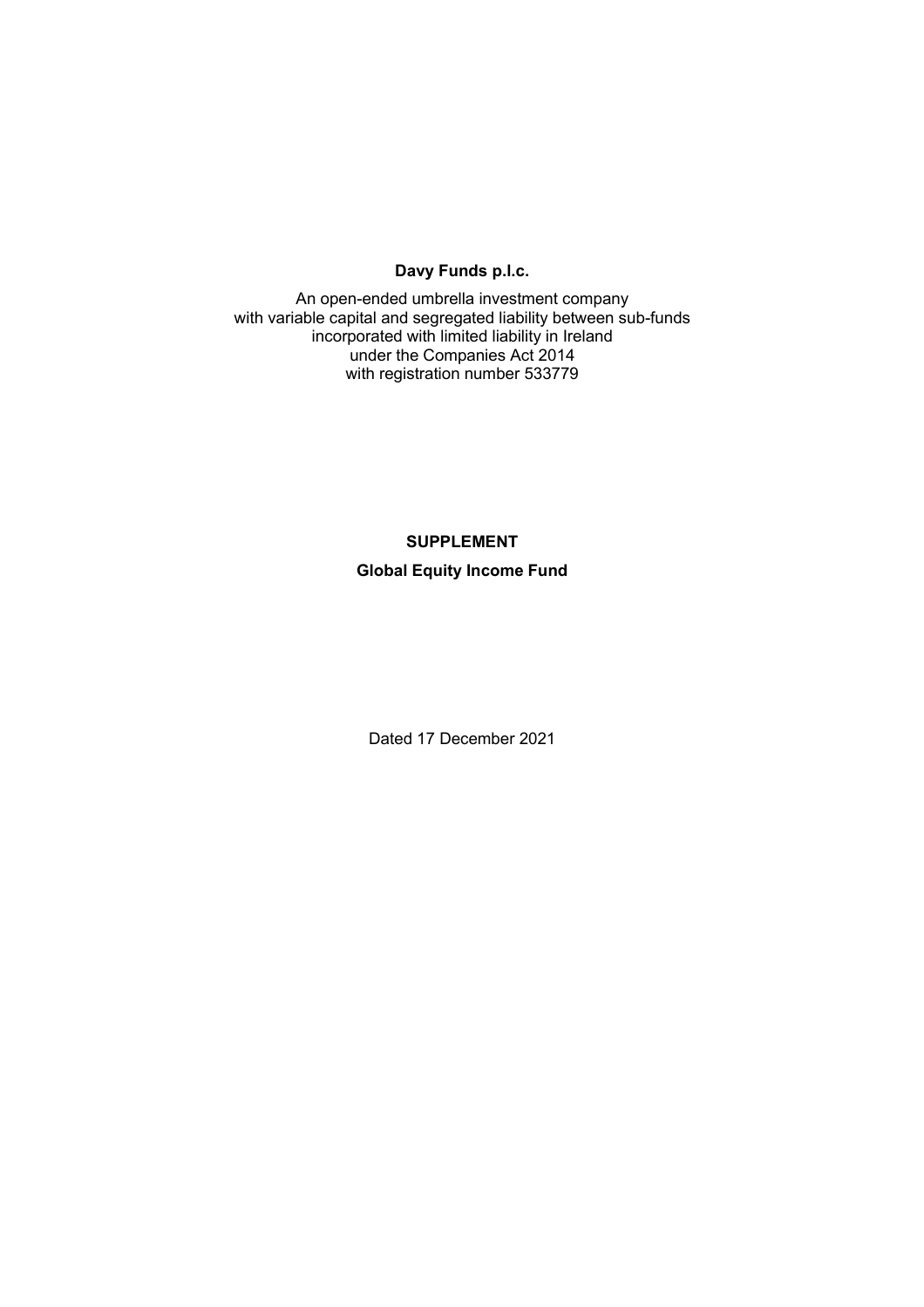**Davy Funds p.l.c.**

An open-ended umbrella investment company
with variable capital and segregated liability between sub-funds
incorporated with limited liability in Ireland
under the Companies Act 2014
with registration number 533779

**SUPPLEMENT**

**Global Equity Income Fund**

Dated 17 December 2021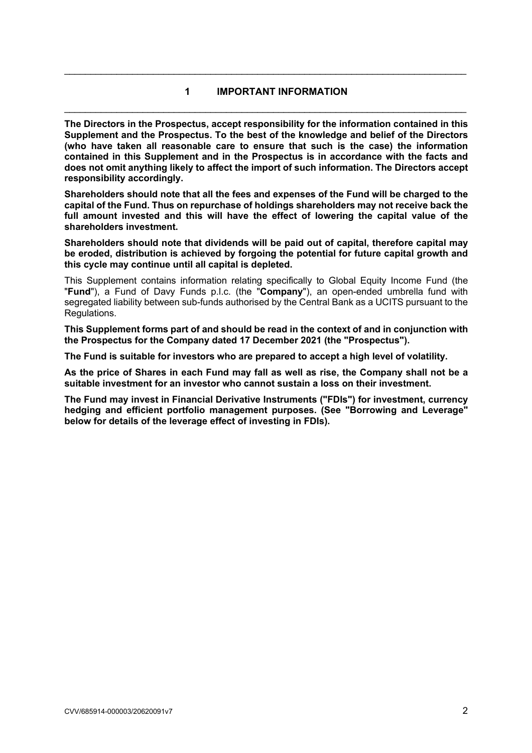# 1 IMPORTANT INFORMATION

**The Directors in the Prospectus, accept responsibility for the information contained in this Supplement and the Prospectus. To the best of the knowledge and belief of the Directors (who have taken all reasonable care to ensure that such is the case) the information contained in this Supplement and in the Prospectus is in accordance with the facts and does not omit anything likely to affect the import of such information. The Directors accept responsibility accordingly.**

**Shareholders should note that all the fees and expenses of the Fund will be charged to the capital of the Fund. Thus on repurchase of holdings shareholders may not receive back the full amount invested and this will have the effect of lowering the capital value of the shareholders investment.**

**Shareholders should note that dividends will be paid out of capital, therefore capital may be eroded, distribution is achieved by forgoing the potential for future capital growth and this cycle may continue until all capital is depleted.**

This Supplement contains information relating specifically to Global Equity Income Fund (the "**Fund**"), a Fund of Davy Funds p.l.c. (the "**Company**"), an open-ended umbrella fund with segregated liability between sub-funds authorised by the Central Bank as a UCITS pursuant to the Regulations.

**This Supplement forms part of and should be read in the context of and in conjunction with the Prospectus for the Company dated 17 December 2021 (the "Prospectus").**

**The Fund is suitable for investors who are prepared to accept a high level of volatility.**

**As the price of Shares in each Fund may fall as well as rise, the Company shall not be a suitable investment for an investor who cannot sustain a loss on their investment.**

**The Fund may invest in Financial Derivative Instruments ("FDIs") for investment, currency hedging and efficient portfolio management purposes. (See "Borrowing and Leverage" below for details of the leverage effect of investing in FDIs).**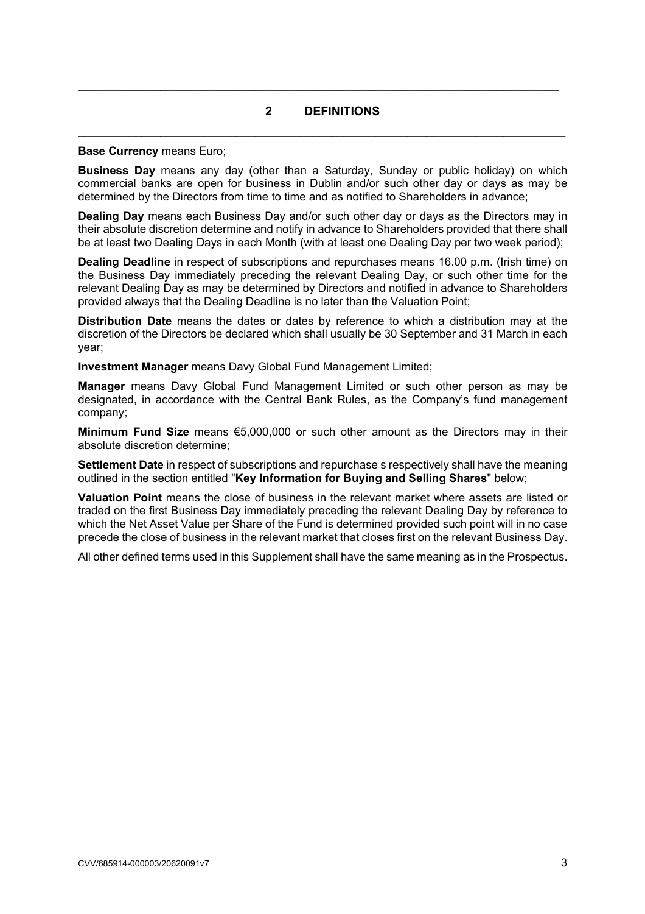## 2 DEFINITIONS

**Base Currency** means Euro;

**Business Day** means any day (other than a Saturday, Sunday or public holiday) on which commercial banks are open for business in Dublin and/or such other day or days as may be determined by the Directors from time to time and as notified to Shareholders in advance;

**Dealing Day** means each Business Day and/or such other day or days as the Directors may in their absolute discretion determine and notify in advance to Shareholders provided that there shall be at least two Dealing Days in each Month (with at least one Dealing Day per two week period);

**Dealing Deadline** in respect of subscriptions and repurchases means 16.00 p.m. (Irish time) on the Business Day immediately preceding the relevant Dealing Day, or such other time for the relevant Dealing Day as may be determined by Directors and notified in advance to Shareholders provided always that the Dealing Deadline is no later than the Valuation Point;

**Distribution Date** means the dates or dates by reference to which a distribution may at the discretion of the Directors be declared which shall usually be 30 September and 31 March in each year;

**Investment Manager** means Davy Global Fund Management Limited;

**Manager** means Davy Global Fund Management Limited or such other person as may be designated, in accordance with the Central Bank Rules, as the Company's fund management company;

**Minimum Fund Size** means €5,000,000 or such other amount as the Directors may in their absolute discretion determine;

**Settlement Date** in respect of subscriptions and repurchase s respectively shall have the meaning outlined in the section entitled "**Key Information for Buying and Selling Shares**" below;

**Valuation Point** means the close of business in the relevant market where assets are listed or traded on the first Business Day immediately preceding the relevant Dealing Day by reference to which the Net Asset Value per Share of the Fund is determined provided such point will in no case precede the close of business in the relevant market that closes first on the relevant Business Day.

All other defined terms used in this Supplement shall have the same meaning as in the Prospectus.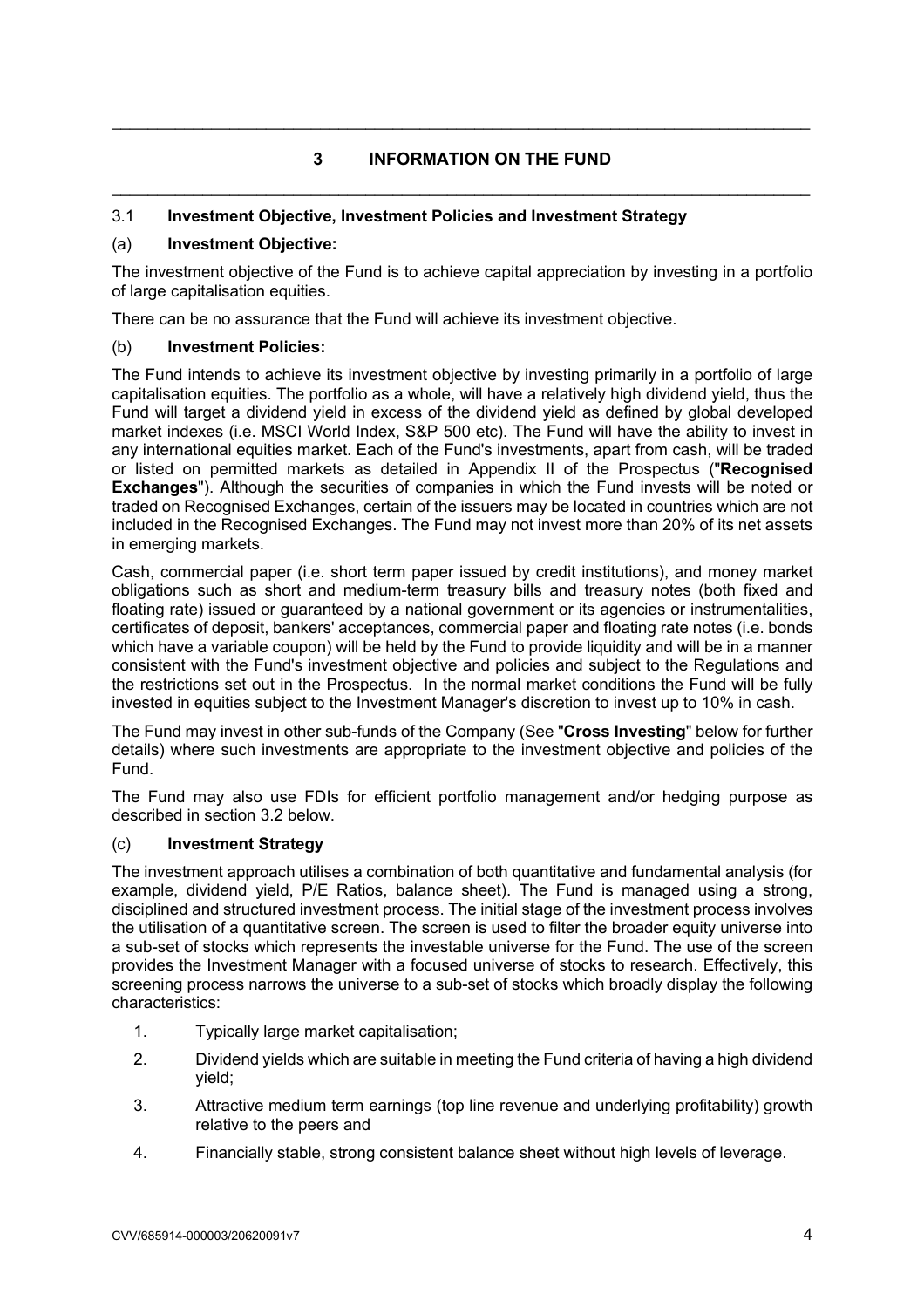# 3 INFORMATION ON THE FUND

## 3.1 Investment Objective, Investment Policies and Investment Strategy

### (a) Investment Objective:

The investment objective of the Fund is to achieve capital appreciation by investing in a portfolio of large capitalisation equities.

There can be no assurance that the Fund will achieve its investment objective.

### (b) Investment Policies:

The Fund intends to achieve its investment objective by investing primarily in a portfolio of large capitalisation equities. The portfolio as a whole, will have a relatively high dividend yield, thus the Fund will target a dividend yield in excess of the dividend yield as defined by global developed market indexes (i.e. MSCI World Index, S&P 500 etc). The Fund will have the ability to invest in any international equities market. Each of the Fund's investments, apart from cash, will be traded or listed on permitted markets as detailed in Appendix II of the Prospectus ("**Recognised Exchanges**"). Although the securities of companies in which the Fund invests will be noted or traded on Recognised Exchanges, certain of the issuers may be located in countries which are not included in the Recognised Exchanges. The Fund may not invest more than 20% of its net assets in emerging markets.

Cash, commercial paper (i.e. short term paper issued by credit institutions), and money market obligations such as short and medium-term treasury bills and treasury notes (both fixed and floating rate) issued or guaranteed by a national government or its agencies or instrumentalities, certificates of deposit, bankers' acceptances, commercial paper and floating rate notes (i.e. bonds which have a variable coupon) will be held by the Fund to provide liquidity and will be in a manner consistent with the Fund's investment objective and policies and subject to the Regulations and the restrictions set out in the Prospectus. In the normal market conditions the Fund will be fully invested in equities subject to the Investment Manager's discretion to invest up to 10% in cash.

The Fund may invest in other sub-funds of the Company (See "**Cross Investing**" below for further details) where such investments are appropriate to the investment objective and policies of the Fund.

The Fund may also use FDIs for efficient portfolio management and/or hedging purpose as described in section 3.2 below.

### (c) Investment Strategy

The investment approach utilises a combination of both quantitative and fundamental analysis (for example, dividend yield, P/E Ratios, balance sheet). The Fund is managed using a strong, disciplined and structured investment process. The initial stage of the investment process involves the utilisation of a quantitative screen. The screen is used to filter the broader equity universe into a sub-set of stocks which represents the investable universe for the Fund. The use of the screen provides the Investment Manager with a focused universe of stocks to research. Effectively, this screening process narrows the universe to a sub-set of stocks which broadly display the following characteristics:

1. Typically large market capitalisation;
2. Dividend yields which are suitable in meeting the Fund criteria of having a high dividend yield;
3. Attractive medium term earnings (top line revenue and underlying profitability) growth relative to the peers and
4. Financially stable, strong consistent balance sheet without high levels of leverage.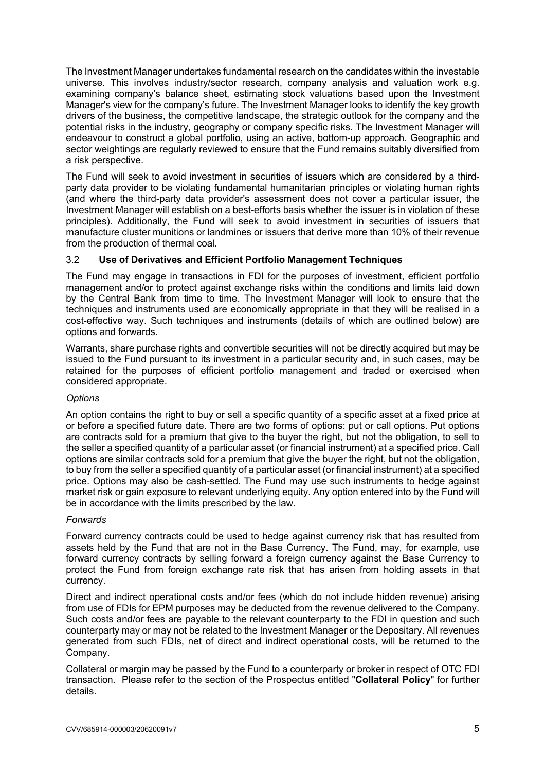The Investment Manager undertakes fundamental research on the candidates within the investable universe. This involves industry/sector research, company analysis and valuation work e.g. examining company's balance sheet, estimating stock valuations based upon the Investment Manager's view for the company's future. The Investment Manager looks to identify the key growth drivers of the business, the competitive landscape, the strategic outlook for the company and the potential risks in the industry, geography or company specific risks. The Investment Manager will endeavour to construct a global portfolio, using an active, bottom-up approach. Geographic and sector weightings are regularly reviewed to ensure that the Fund remains suitably diversified from a risk perspective.

The Fund will seek to avoid investment in securities of issuers which are considered by a third-party data provider to be violating fundamental humanitarian principles or violating human rights (and where the third-party data provider's assessment does not cover a particular issuer, the Investment Manager will establish on a best-efforts basis whether the issuer is in violation of these principles). Additionally, the Fund will seek to avoid investment in securities of issuers that manufacture cluster munitions or landmines or issuers that derive more than 10% of their revenue from the production of thermal coal.

### 3.2 Use of Derivatives and Efficient Portfolio Management Techniques

The Fund may engage in transactions in FDI for the purposes of investment, efficient portfolio management and/or to protect against exchange risks within the conditions and limits laid down by the Central Bank from time to time. The Investment Manager will look to ensure that the techniques and instruments used are economically appropriate in that they will be realised in a cost-effective way. Such techniques and instruments (details of which are outlined below) are options and forwards.

Warrants, share purchase rights and convertible securities will not be directly acquired but may be issued to the Fund pursuant to its investment in a particular security and, in such cases, may be retained for the purposes of efficient portfolio management and traded or exercised when considered appropriate.

*Options*

An option contains the right to buy or sell a specific quantity of a specific asset at a fixed price at or before a specified future date. There are two forms of options: put or call options. Put options are contracts sold for a premium that give to the buyer the right, but not the obligation, to sell to the seller a specified quantity of a particular asset (or financial instrument) at a specified price. Call options are similar contracts sold for a premium that give the buyer the right, but not the obligation, to buy from the seller a specified quantity of a particular asset (or financial instrument) at a specified price. Options may also be cash-settled. The Fund may use such instruments to hedge against market risk or gain exposure to relevant underlying equity. Any option entered into by the Fund will be in accordance with the limits prescribed by the law.

*Forwards*

Forward currency contracts could be used to hedge against currency risk that has resulted from assets held by the Fund that are not in the Base Currency. The Fund, may, for example, use forward currency contracts by selling forward a foreign currency against the Base Currency to protect the Fund from foreign exchange rate risk that has arisen from holding assets in that currency.

Direct and indirect operational costs and/or fees (which do not include hidden revenue) arising from use of FDIs for EPM purposes may be deducted from the revenue delivered to the Company. Such costs and/or fees are payable to the relevant counterparty to the FDI in question and such counterparty may or may not be related to the Investment Manager or the Depositary. All revenues generated from such FDIs, net of direct and indirect operational costs, will be returned to the Company.

Collateral or margin may be passed by the Fund to a counterparty or broker in respect of OTC FDI transaction. Please refer to the section of the Prospectus entitled "**Collateral Policy**" for further details.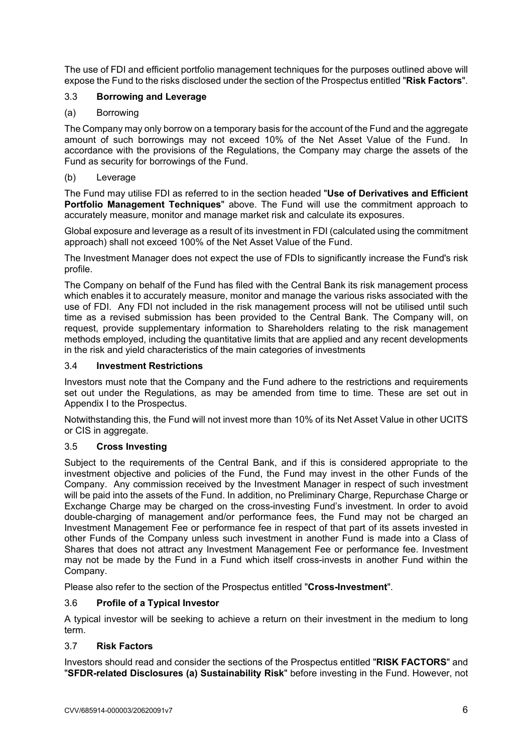The use of FDI and efficient portfolio management techniques for the purposes outlined above will expose the Fund to the risks disclosed under the section of the Prospectus entitled "**Risk Factors**".

### 3.3 Borrowing and Leverage

(a) Borrowing

The Company may only borrow on a temporary basis for the account of the Fund and the aggregate amount of such borrowings may not exceed 10% of the Net Asset Value of the Fund. In accordance with the provisions of the Regulations, the Company may charge the assets of the Fund as security for borrowings of the Fund.

(b) Leverage

The Fund may utilise FDI as referred to in the section headed "**Use of Derivatives and Efficient Portfolio Management Techniques**" above. The Fund will use the commitment approach to accurately measure, monitor and manage market risk and calculate its exposures.

Global exposure and leverage as a result of its investment in FDI (calculated using the commitment approach) shall not exceed 100% of the Net Asset Value of the Fund.

The Investment Manager does not expect the use of FDIs to significantly increase the Fund's risk profile.

The Company on behalf of the Fund has filed with the Central Bank its risk management process which enables it to accurately measure, monitor and manage the various risks associated with the use of FDI. Any FDI not included in the risk management process will not be utilised until such time as a revised submission has been provided to the Central Bank. The Company will, on request, provide supplementary information to Shareholders relating to the risk management methods employed, including the quantitative limits that are applied and any recent developments in the risk and yield characteristics of the main categories of investments

### 3.4 Investment Restrictions

Investors must note that the Company and the Fund adhere to the restrictions and requirements set out under the Regulations, as may be amended from time to time. These are set out in Appendix I to the Prospectus.

Notwithstanding this, the Fund will not invest more than 10% of its Net Asset Value in other UCITS or CIS in aggregate.

### 3.5 Cross Investing

Subject to the requirements of the Central Bank, and if this is considered appropriate to the investment objective and policies of the Fund, the Fund may invest in the other Funds of the Company. Any commission received by the Investment Manager in respect of such investment will be paid into the assets of the Fund. In addition, no Preliminary Charge, Repurchase Charge or Exchange Charge may be charged on the cross-investing Fund's investment. In order to avoid double-charging of management and/or performance fees, the Fund may not be charged an Investment Management Fee or performance fee in respect of that part of its assets invested in other Funds of the Company unless such investment in another Fund is made into a Class of Shares that does not attract any Investment Management Fee or performance fee. Investment may not be made by the Fund in a Fund which itself cross-invests in another Fund within the Company.

Please also refer to the section of the Prospectus entitled "**Cross-Investment**".

### 3.6 Profile of a Typical Investor

A typical investor will be seeking to achieve a return on their investment in the medium to long term.

### 3.7 Risk Factors

Investors should read and consider the sections of the Prospectus entitled "**RISK FACTORS**" and "**SFDR-related Disclosures (a) Sustainability Risk**" before investing in the Fund. However, not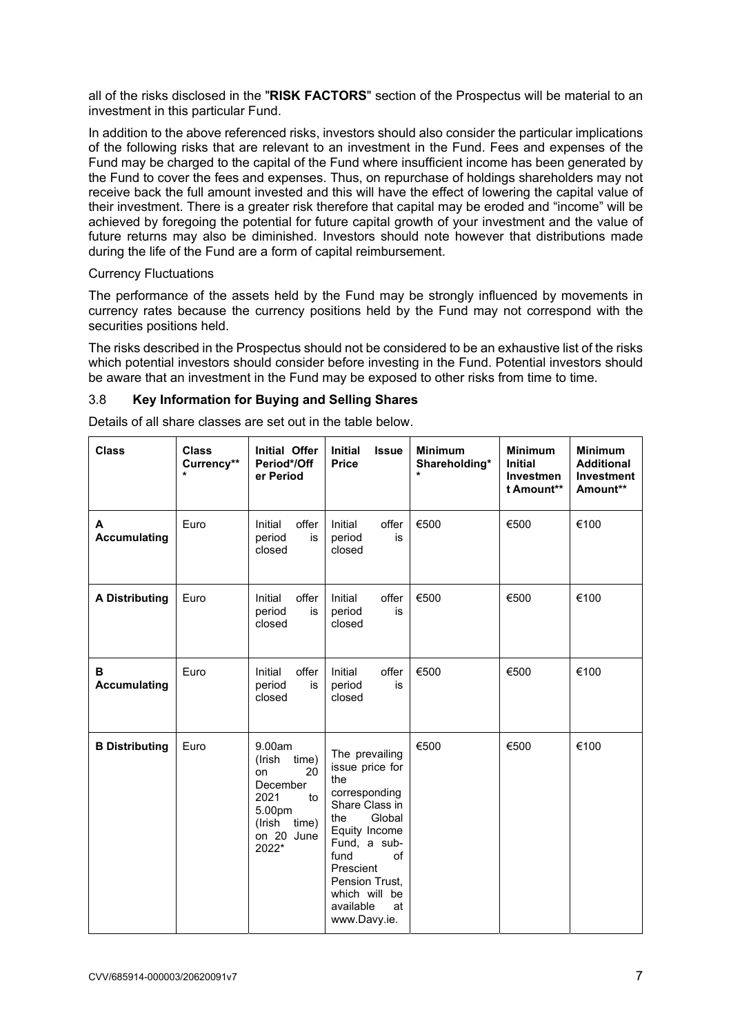all of the risks disclosed in the "**RISK FACTORS**" section of the Prospectus will be material to an investment in this particular Fund.

In addition to the above referenced risks, investors should also consider the particular implications of the following risks that are relevant to an investment in the Fund. Fees and expenses of the Fund may be charged to the capital of the Fund where insufficient income has been generated by the Fund to cover the fees and expenses. Thus, on repurchase of holdings shareholders may not receive back the full amount invested and this will have the effect of lowering the capital value of their investment. There is a greater risk therefore that capital may be eroded and "income" will be achieved by foregoing the potential for future capital growth of your investment and the value of future returns may also be diminished. Investors should note however that distributions made during the life of the Fund are a form of capital reimbursement.

Currency Fluctuations

The performance of the assets held by the Fund may be strongly influenced by movements in currency rates because the currency positions held by the Fund may not correspond with the securities positions held.

The risks described in the Prospectus should not be considered to be an exhaustive list of the risks which potential investors should consider before investing in the Fund. Potential investors should be aware that an investment in the Fund may be exposed to other risks from time to time.

### 3.8 **Key Information for Buying and Selling Shares**

Details of all share classes are set out in the table below.

| Class | Class Currency*** | Initial Offer Period*/Offer Period | Initial Issue Price | Minimum Shareholding** | Minimum Initial Investment Amount** | Minimum Additional Investment Amount** |
|---|---|---|---|---|---|---|
| **A Accumulating** | Euro | Initial offer period is closed | Initial offer period is closed | €500 | €500 | €100 |
| **A Distributing** | Euro | Initial offer period is closed | Initial offer period is closed | €500 | €500 | €100 |
| **B Accumulating** | Euro | Initial offer period is closed | Initial offer period is closed | €500 | €500 | €100 |
| **B Distributing** | Euro | 9.00am (Irish time) on 20 December 2021 to 5.00pm (Irish time) on 20 June 2022* | The prevailing issue price for the corresponding Share Class in the Global Equity Income Fund, a sub-fund of Prescient Pension Trust, which will be available at www.Davy.ie. | €500 | €500 | €100 |

CVV/685914-000003/20620091v7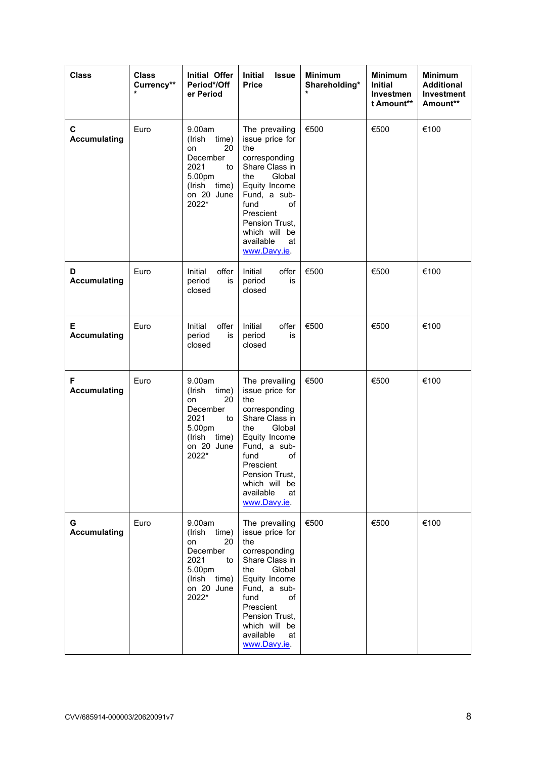| Class | Class Currency*** | Initial Offer Period*/Offer Period | Initial Issue Price | Minimum Shareholding** | Minimum Initial Investment Amount** | Minimum Additional Investment Amount** |
|---|---|---|---|---|---|---|
| **C Accumulating** | Euro | 9.00am (Irish time) on 20 December 2021 to 5.00pm (Irish time) on 20 June 2022* | The prevailing issue price for the corresponding Share Class in the Global Equity Income Fund, a sub-fund of Prescient Pension Trust, which will be available at www.Davy.ie. | €500 | €500 | €100 |
| **D Accumulating** | Euro | Initial offer period is closed | Initial offer period is closed | €500 | €500 | €100 |
| **E Accumulating** | Euro | Initial offer period is closed | Initial offer period is closed | €500 | €500 | €100 |
| **F Accumulating** | Euro | 9.00am (Irish time) on 20 December 2021 to 5.00pm (Irish time) on 20 June 2022* | The prevailing issue price for the corresponding Share Class in the Global Equity Income Fund, a sub-fund of Prescient Pension Trust, which will be available at www.Davy.ie. | €500 | €500 | €100 |
| **G Accumulating** | Euro | 9.00am (Irish time) on 20 December 2021 to 5.00pm (Irish time) on 20 June 2022* | The prevailing issue price for the corresponding Share Class in the Global Equity Income Fund, a sub-fund of Prescient Pension Trust, which will be available at www.Davy.ie. | €500 | €500 | €100 |

CVV/685914-000003/20620091v7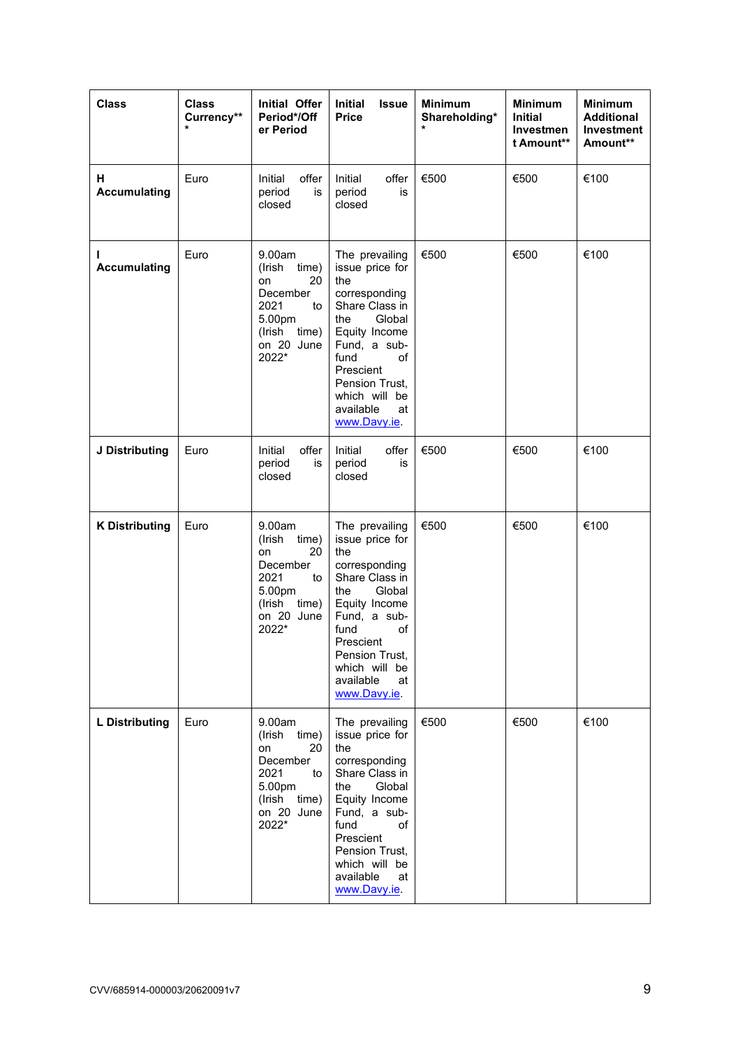| Class | Class Currency*** | Initial Offer Period*/Offer Period | Initial Issue Price | Minimum Shareholding** | Minimum Initial Investment Amount** | Minimum Additional Investment Amount** |
|---|---|---|---|---|---|---|
| **H Accumulating** | Euro | Initial offer period is closed | Initial offer period is closed | €500 | €500 | €100 |
| **I Accumulating** | Euro | 9.00am (Irish time) on 20 December 2021 to 5.00pm (Irish time) on 20 June 2022* | The prevailing issue price for the corresponding Share Class in the Global Equity Income Fund, a sub-fund of Prescient Pension Trust, which will be available at www.Davy.ie. | €500 | €500 | €100 |
| **J Distributing** | Euro | Initial offer period is closed | Initial offer period is closed | €500 | €500 | €100 |
| **K Distributing** | Euro | 9.00am (Irish time) on 20 December 2021 to 5.00pm (Irish time) on 20 June 2022* | The prevailing issue price for the corresponding Share Class in the Global Equity Income Fund, a sub-fund of Prescient Pension Trust, which will be available at www.Davy.ie. | €500 | €500 | €100 |
| **L Distributing** | Euro | 9.00am (Irish time) on 20 December 2021 to 5.00pm (Irish time) on 20 June 2022* | The prevailing issue price for the corresponding Share Class in the Global Equity Income Fund, a sub-fund of Prescient Pension Trust, which will be available at www.Davy.ie. | €500 | €500 | €100 |

CVV/685914-000003/20620091v7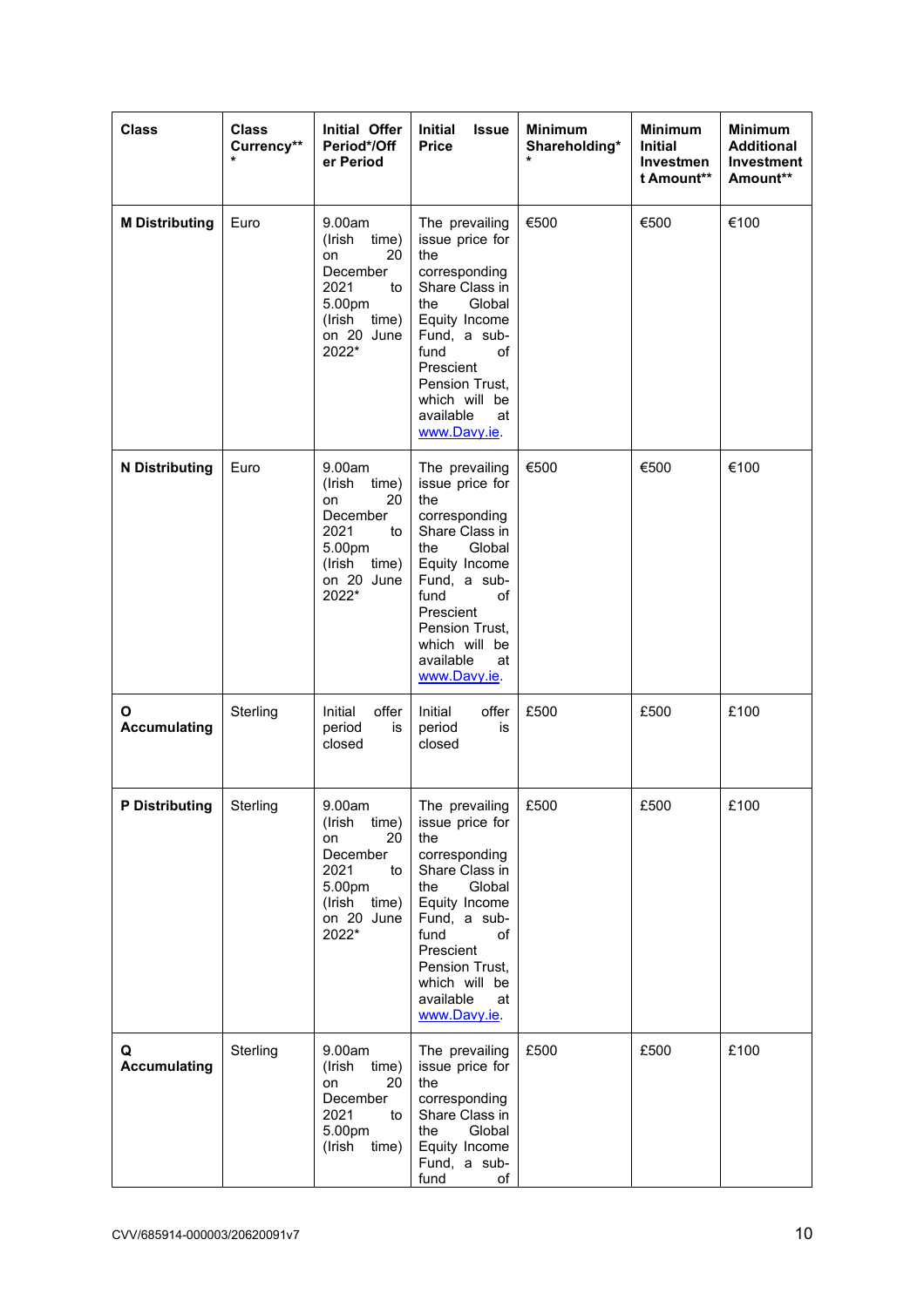| Class | Class Currency*** | Initial Offer Period*/Offer Period | Initial Issue Price | Minimum Shareholding** | Minimum Initial Investment Amount** | Minimum Additional Investment Amount** |
|---|---|---|---|---|---|---|
| **M Distributing** | Euro | 9.00am (Irish time) on 20 December 2021 to 5.00pm (Irish time) on 20 June 2022* | The prevailing issue price for the corresponding Share Class in the Global Equity Income Fund, a sub-fund of Prescient Pension Trust, which will be available at www.Davy.ie. | €500 | €500 | €100 |
| **N Distributing** | Euro | 9.00am (Irish time) on 20 December 2021 to 5.00pm (Irish time) on 20 June 2022* | The prevailing issue price for the corresponding Share Class in the Global Equity Income Fund, a sub-fund of Prescient Pension Trust, which will be available at www.Davy.ie. | €500 | €500 | €100 |
| **O Accumulating** | Sterling | Initial offer period is closed | Initial offer period is closed | £500 | £500 | £100 |
| **P Distributing** | Sterling | 9.00am (Irish time) on 20 December 2021 to 5.00pm (Irish time) on 20 June 2022* | The prevailing issue price for the corresponding Share Class in the Global Equity Income Fund, a sub-fund of Prescient Pension Trust, which will be available at www.Davy.ie. | £500 | £500 | £100 |
| **Q Accumulating** | Sterling | 9.00am (Irish time) on 20 December 2021 to 5.00pm (Irish time) | The prevailing issue price for the corresponding Share Class in the Global Equity Income Fund, a sub-fund of | £500 | £500 | £100 |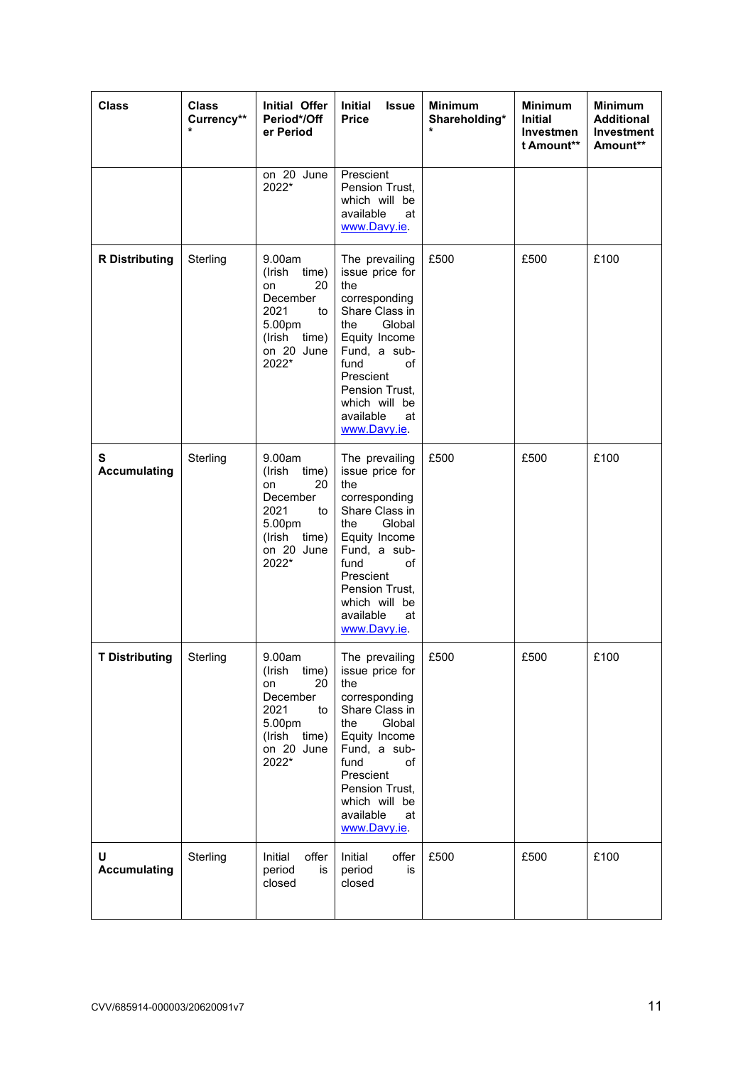| Class | Class Currency*** | Initial Offer Period*/Offer Period | Initial Issue Price | Minimum Shareholding** | Minimum Initial Investment Amount** | Minimum Additional Investment Amount** |
|---|---|---|---|---|---|---|
| | | on 20 June 2022* | Prescient Pension Trust, which will be available at www.Davy.ie. | | | |
| **R Distributing** | Sterling | 9.00am (Irish time) on 20 December 2021 to 5.00pm (Irish time) on 20 June 2022* | The prevailing issue price for the corresponding Share Class in the Global Equity Income Fund, a sub-fund of Prescient Pension Trust, which will be available at www.Davy.ie. | £500 | £500 | £100 |
| **S Accumulating** | Sterling | 9.00am (Irish time) on 20 December 2021 to 5.00pm (Irish time) on 20 June 2022* | The prevailing issue price for the corresponding Share Class in the Global Equity Income Fund, a sub-fund of Prescient Pension Trust, which will be available at www.Davy.ie. | £500 | £500 | £100 |
| **T Distributing** | Sterling | 9.00am (Irish time) on 20 December 2021 to 5.00pm (Irish time) on 20 June 2022* | The prevailing issue price for the corresponding Share Class in the Global Equity Income Fund, a sub-fund of Prescient Pension Trust, which will be available at www.Davy.ie. | £500 | £500 | £100 |
| **U Accumulating** | Sterling | Initial offer period is closed | Initial offer period is closed | £500 | £500 | £100 |

CVV/685914-000003/20620091v7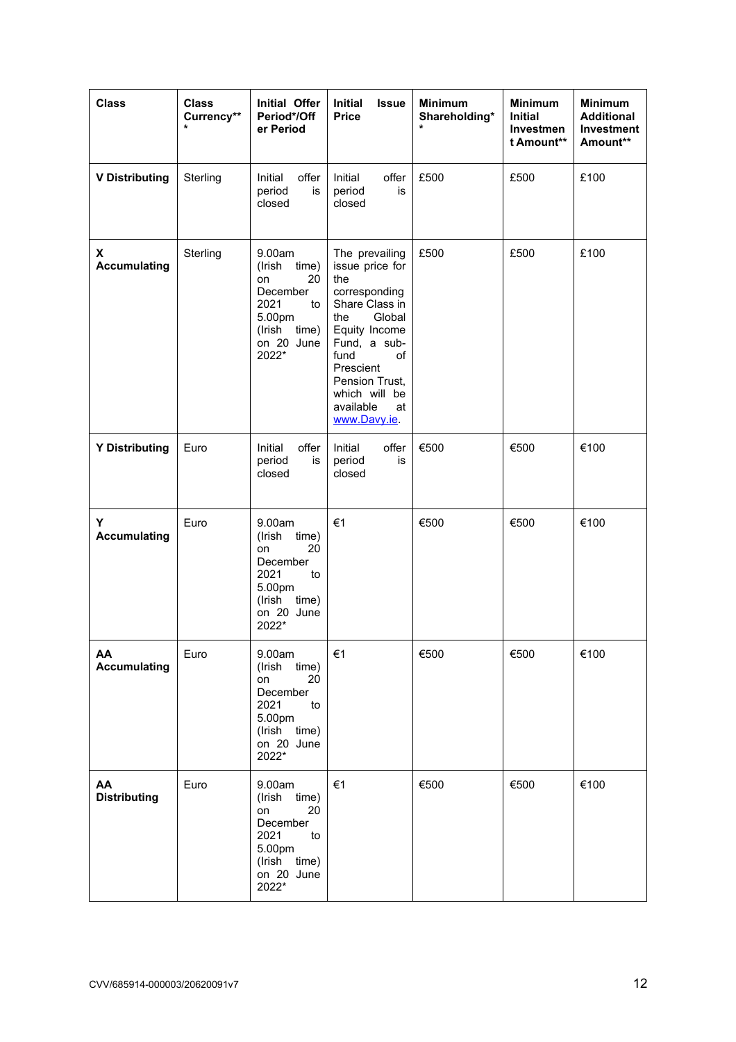| Class | Class Currency*** | Initial Offer Period*/Offer Period | Initial Issue Price | Minimum Shareholding** | Minimum Initial Investment Amount** | Minimum Additional Investment Amount** |
|---|---|---|---|---|---|---|
| **V Distributing** | Sterling | Initial offer period is closed | Initial offer period is closed | £500 | £500 | £100 |
| **X Accumulating** | Sterling | 9.00am (Irish time) on 20 December 2021 to 5.00pm (Irish time) on 20 June 2022* | The prevailing issue price for the corresponding Share Class in the Global Equity Income Fund, a sub-fund of Prescient Pension Trust, which will be available at [www.Davy.ie](www.Davy.ie). | £500 | £500 | £100 |
| **Y Distributing** | Euro | Initial offer period is closed | Initial offer period is closed | €500 | €500 | €100 |
| **Y Accumulating** | Euro | 9.00am (Irish time) on 20 December 2021 to 5.00pm (Irish time) on 20 June 2022* | €1 | €500 | €500 | €100 |
| **AA Accumulating** | Euro | 9.00am (Irish time) on 20 December 2021 to 5.00pm (Irish time) on 20 June 2022* | €1 | €500 | €500 | €100 |
| **AA Distributing** | Euro | 9.00am (Irish time) on 20 December 2021 to 5.00pm (Irish time) on 20 June 2022* | €1 | €500 | €500 | €100 |

CVV/685914-000003/20620091v7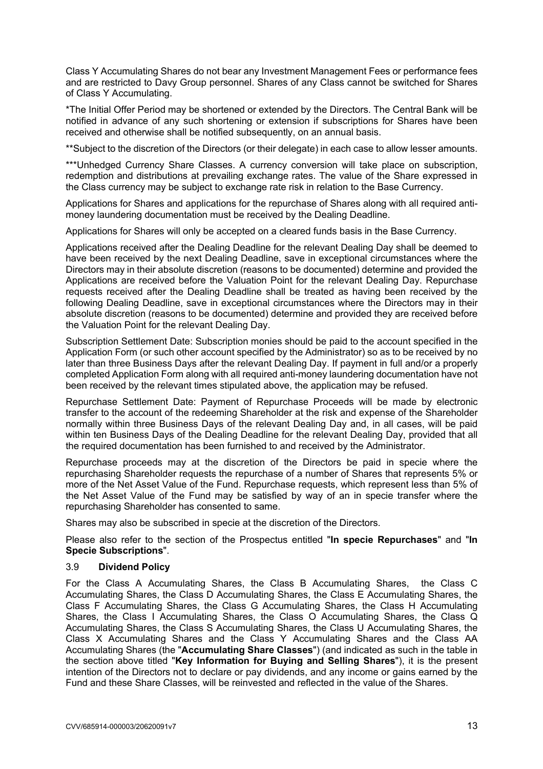Class Y Accumulating Shares do not bear any Investment Management Fees or performance fees and are restricted to Davy Group personnel. Shares of any Class cannot be switched for Shares of Class Y Accumulating.

*The Initial Offer Period may be shortened or extended by the Directors. The Central Bank will be notified in advance of any such shortening or extension if subscriptions for Shares have been received and otherwise shall be notified subsequently, on an annual basis.

**Subject to the discretion of the Directors (or their delegate) in each case to allow lesser amounts.

***Unhedged Currency Share Classes. A currency conversion will take place on subscription, redemption and distributions at prevailing exchange rates. The value of the Share expressed in the Class currency may be subject to exchange rate risk in relation to the Base Currency.

Applications for Shares and applications for the repurchase of Shares along with all required anti-money laundering documentation must be received by the Dealing Deadline.

Applications for Shares will only be accepted on a cleared funds basis in the Base Currency.

Applications received after the Dealing Deadline for the relevant Dealing Day shall be deemed to have been received by the next Dealing Deadline, save in exceptional circumstances where the Directors may in their absolute discretion (reasons to be documented) determine and provided the Applications are received before the Valuation Point for the relevant Dealing Day. Repurchase requests received after the Dealing Deadline shall be treated as having been received by the following Dealing Deadline, save in exceptional circumstances where the Directors may in their absolute discretion (reasons to be documented) determine and provided they are received before the Valuation Point for the relevant Dealing Day.

Subscription Settlement Date: Subscription monies should be paid to the account specified in the Application Form (or such other account specified by the Administrator) so as to be received by no later than three Business Days after the relevant Dealing Day. If payment in full and/or a properly completed Application Form along with all required anti-money laundering documentation have not been received by the relevant times stipulated above, the application may be refused.

Repurchase Settlement Date: Payment of Repurchase Proceeds will be made by electronic transfer to the account of the redeeming Shareholder at the risk and expense of the Shareholder normally within three Business Days of the relevant Dealing Day and, in all cases, will be paid within ten Business Days of the Dealing Deadline for the relevant Dealing Day, provided that all the required documentation has been furnished to and received by the Administrator.

Repurchase proceeds may at the discretion of the Directors be paid in specie where the repurchasing Shareholder requests the repurchase of a number of Shares that represents 5% or more of the Net Asset Value of the Fund. Repurchase requests, which represent less than 5% of the Net Asset Value of the Fund may be satisfied by way of an in specie transfer where the repurchasing Shareholder has consented to same.

Shares may also be subscribed in specie at the discretion of the Directors.

Please also refer to the section of the Prospectus entitled "**In specie Repurchases**" and "**In Specie Subscriptions**".

### 3.9 **Dividend Policy**

For the Class A Accumulating Shares, the Class B Accumulating Shares, the Class C Accumulating Shares, the Class D Accumulating Shares, the Class E Accumulating Shares, the Class F Accumulating Shares, the Class G Accumulating Shares, the Class H Accumulating Shares, the Class I Accumulating Shares, the Class O Accumulating Shares, the Class Q Accumulating Shares, the Class S Accumulating Shares, the Class U Accumulating Shares, the Class X Accumulating Shares and the Class Y Accumulating Shares and the Class AA Accumulating Shares (the "**Accumulating Share Classes**") (and indicated as such in the table in the section above titled "**Key Information for Buying and Selling Shares**"), it is the present intention of the Directors not to declare or pay dividends, and any income or gains earned by the Fund and these Share Classes, will be reinvested and reflected in the value of the Shares.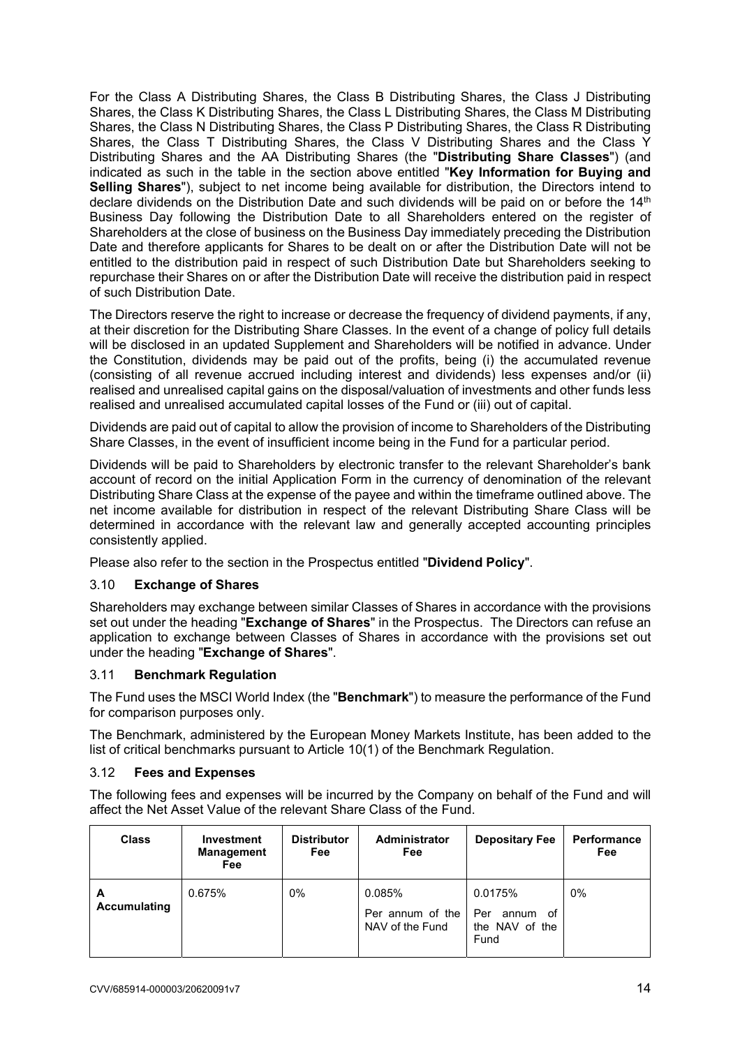For the Class A Distributing Shares, the Class B Distributing Shares, the Class J Distributing Shares, the Class K Distributing Shares, the Class L Distributing Shares, the Class M Distributing Shares, the Class N Distributing Shares, the Class P Distributing Shares, the Class R Distributing Shares, the Class T Distributing Shares, the Class V Distributing Shares and the Class Y Distributing Shares and the AA Distributing Shares (the "**Distributing Share Classes**") (and indicated as such in the table in the section above entitled "**Key Information for Buying and Selling Shares**"), subject to net income being available for distribution, the Directors intend to declare dividends on the Distribution Date and such dividends will be paid on or before the 14th Business Day following the Distribution Date to all Shareholders entered on the register of Shareholders at the close of business on the Business Day immediately preceding the Distribution Date and therefore applicants for Shares to be dealt on or after the Distribution Date will not be entitled to the distribution paid in respect of such Distribution Date but Shareholders seeking to repurchase their Shares on or after the Distribution Date will receive the distribution paid in respect of such Distribution Date.

The Directors reserve the right to increase or decrease the frequency of dividend payments, if any, at their discretion for the Distributing Share Classes. In the event of a change of policy full details will be disclosed in an updated Supplement and Shareholders will be notified in advance. Under the Constitution, dividends may be paid out of the profits, being (i) the accumulated revenue (consisting of all revenue accrued including interest and dividends) less expenses and/or (ii) realised and unrealised capital gains on the disposal/valuation of investments and other funds less realised and unrealised accumulated capital losses of the Fund or (iii) out of capital.

Dividends are paid out of capital to allow the provision of income to Shareholders of the Distributing Share Classes, in the event of insufficient income being in the Fund for a particular period.

Dividends will be paid to Shareholders by electronic transfer to the relevant Shareholder's bank account of record on the initial Application Form in the currency of denomination of the relevant Distributing Share Class at the expense of the payee and within the timeframe outlined above. The net income available for distribution in respect of the relevant Distributing Share Class will be determined in accordance with the relevant law and generally accepted accounting principles consistently applied.

Please also refer to the section in the Prospectus entitled "**Dividend Policy**".

### 3.10 Exchange of Shares

Shareholders may exchange between similar Classes of Shares in accordance with the provisions set out under the heading "**Exchange of Shares**" in the Prospectus. The Directors can refuse an application to exchange between Classes of Shares in accordance with the provisions set out under the heading "**Exchange of Shares**".

### 3.11 Benchmark Regulation

The Fund uses the MSCI World Index (the "**Benchmark**") to measure the performance of the Fund for comparison purposes only.

The Benchmark, administered by the European Money Markets Institute, has been added to the list of critical benchmarks pursuant to Article 10(1) of the Benchmark Regulation.

### 3.12 Fees and Expenses

The following fees and expenses will be incurred by the Company on behalf of the Fund and will affect the Net Asset Value of the relevant Share Class of the Fund.

| Class | Investment Management Fee | Distributor Fee | Administrator Fee | Depositary Fee | Performance Fee |
|---|---|---|---|---|---|
| **A Accumulating** | 0.675% | 0% | 0.085% Per annum of the NAV of the Fund | 0.0175% Per annum of the NAV of the Fund | 0% |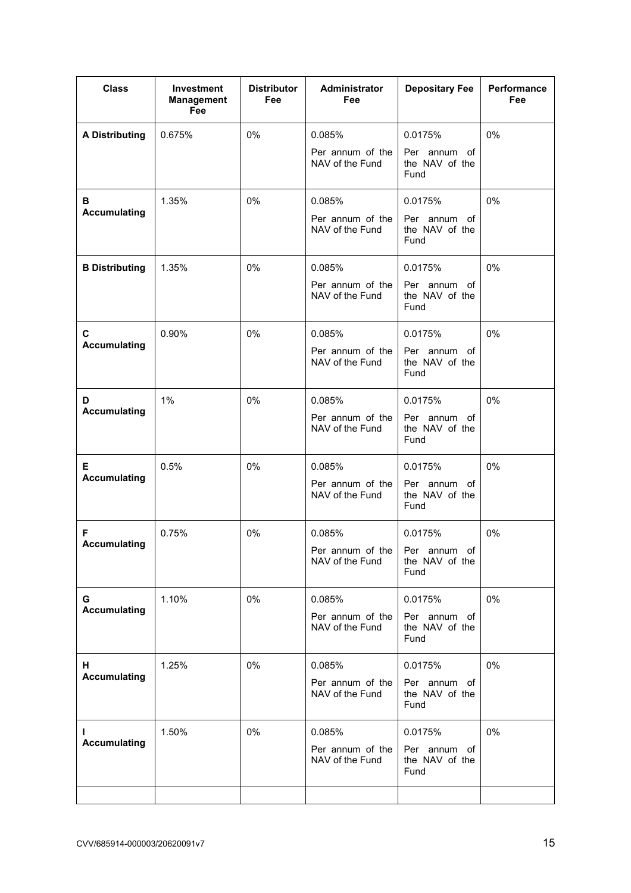| Class | Investment Management Fee | Distributor Fee | Administrator Fee | Depositary Fee | Performance Fee |
|---|---|---|---|---|---|
| **A Distributing** | 0.675% | 0% | 0.085% Per annum of the NAV of the Fund | 0.0175% Per annum of the NAV of the Fund | 0% |
| **B Accumulating** | 1.35% | 0% | 0.085% Per annum of the NAV of the Fund | 0.0175% Per annum of the NAV of the Fund | 0% |
| **B Distributing** | 1.35% | 0% | 0.085% Per annum of the NAV of the Fund | 0.0175% Per annum of the NAV of the Fund | 0% |
| **C Accumulating** | 0.90% | 0% | 0.085% Per annum of the NAV of the Fund | 0.0175% Per annum of the NAV of the Fund | 0% |
| **D Accumulating** | 1% | 0% | 0.085% Per annum of the NAV of the Fund | 0.0175% Per annum of the NAV of the Fund | 0% |
| **E Accumulating** | 0.5% | 0% | 0.085% Per annum of the NAV of the Fund | 0.0175% Per annum of the NAV of the Fund | 0% |
| **F Accumulating** | 0.75% | 0% | 0.085% Per annum of the NAV of the Fund | 0.0175% Per annum of the NAV of the Fund | 0% |
| **G Accumulating** | 1.10% | 0% | 0.085% Per annum of the NAV of the Fund | 0.0175% Per annum of the NAV of the Fund | 0% |
| **H Accumulating** | 1.25% | 0% | 0.085% Per annum of the NAV of the Fund | 0.0175% Per annum of the NAV of the Fund | 0% |
| **I Accumulating** | 1.50% | 0% | 0.085% Per annum of the NAV of the Fund | 0.0175% Per annum of the NAV of the Fund | 0% |
| | | | | | |

CVV/685914-000003/20620091v7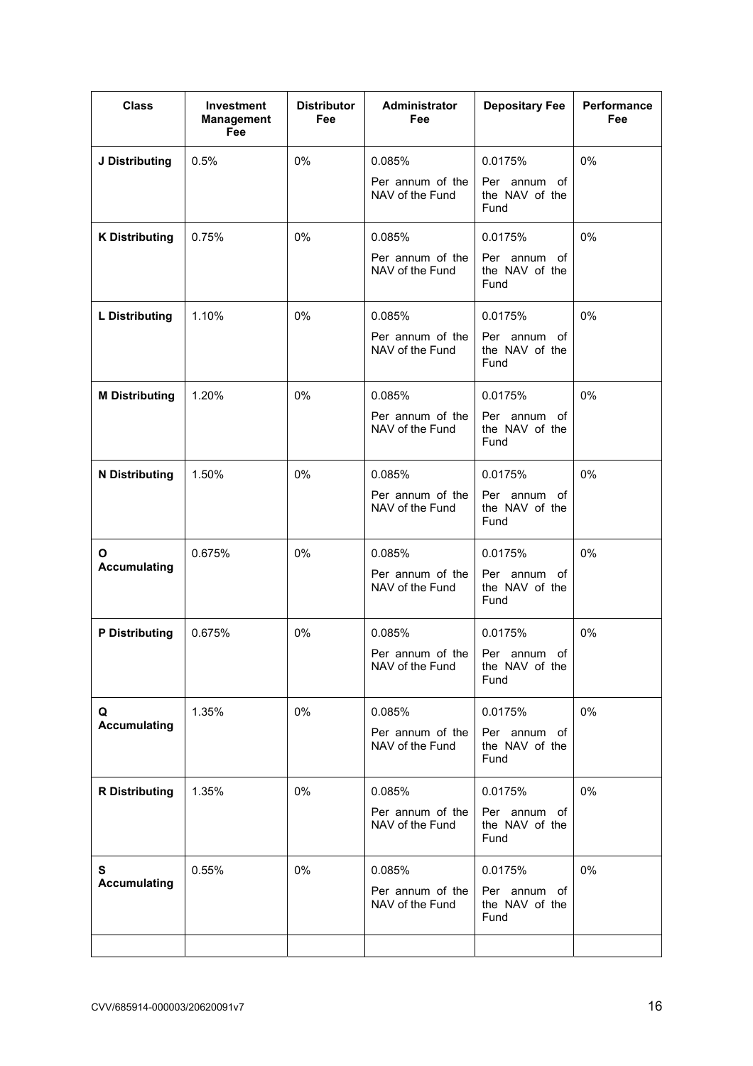| Class | Investment Management Fee | Distributor Fee | Administrator Fee | Depositary Fee | Performance Fee |
|---|---|---|---|---|---|
| **J Distributing** | 0.5% | 0% | 0.085% Per annum of the NAV of the Fund | 0.0175% Per annum of the NAV of the Fund | 0% |
| **K Distributing** | 0.75% | 0% | 0.085% Per annum of the NAV of the Fund | 0.0175% Per annum of the NAV of the Fund | 0% |
| **L Distributing** | 1.10% | 0% | 0.085% Per annum of the NAV of the Fund | 0.0175% Per annum of the NAV of the Fund | 0% |
| **M Distributing** | 1.20% | 0% | 0.085% Per annum of the NAV of the Fund | 0.0175% Per annum of the NAV of the Fund | 0% |
| **N Distributing** | 1.50% | 0% | 0.085% Per annum of the NAV of the Fund | 0.0175% Per annum of the NAV of the Fund | 0% |
| **O Accumulating** | 0.675% | 0% | 0.085% Per annum of the NAV of the Fund | 0.0175% Per annum of the NAV of the Fund | 0% |
| **P Distributing** | 0.675% | 0% | 0.085% Per annum of the NAV of the Fund | 0.0175% Per annum of the NAV of the Fund | 0% |
| **Q Accumulating** | 1.35% | 0% | 0.085% Per annum of the NAV of the Fund | 0.0175% Per annum of the NAV of the Fund | 0% |
| **R Distributing** | 1.35% | 0% | 0.085% Per annum of the NAV of the Fund | 0.0175% Per annum of the NAV of the Fund | 0% |
| **S Accumulating** | 0.55% | 0% | 0.085% Per annum of the NAV of the Fund | 0.0175% Per annum of the NAV of the Fund | 0% |
| | | | | | |

CVV/685914-000003/20620091v7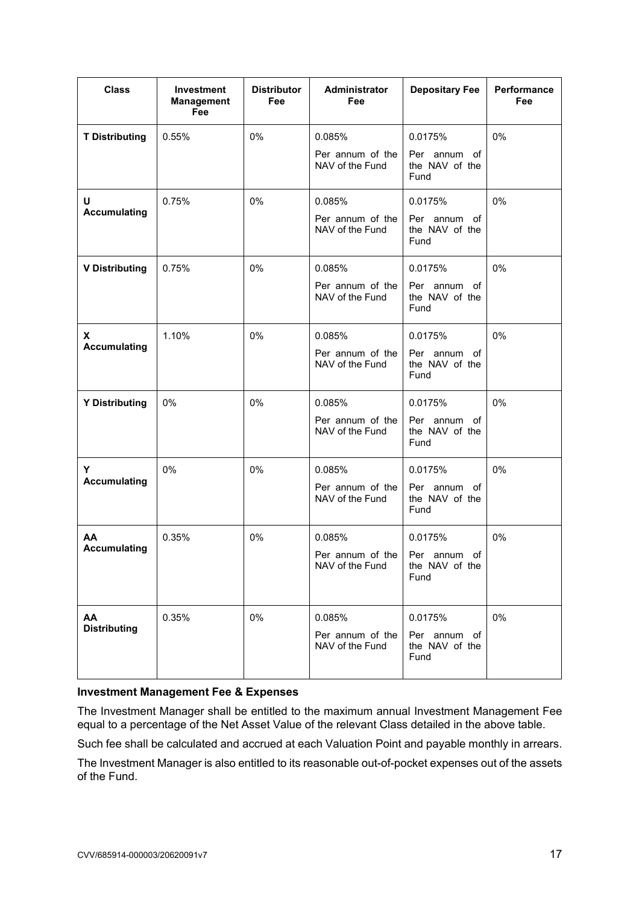| Class | Investment Management Fee | Distributor Fee | Administrator Fee | Depositary Fee | Performance Fee |
|---|---|---|---|---|---|
| **T Distributing** | 0.55% | 0% | 0.085% Per annum of the NAV of the Fund | 0.0175% Per annum of the NAV of the Fund | 0% |
| **U Accumulating** | 0.75% | 0% | 0.085% Per annum of the NAV of the Fund | 0.0175% Per annum of the NAV of the Fund | 0% |
| **V Distributing** | 0.75% | 0% | 0.085% Per annum of the NAV of the Fund | 0.0175% Per annum of the NAV of the Fund | 0% |
| **X Accumulating** | 1.10% | 0% | 0.085% Per annum of the NAV of the Fund | 0.0175% Per annum of the NAV of the Fund | 0% |
| **Y Distributing** | 0% | 0% | 0.085% Per annum of the NAV of the Fund | 0.0175% Per annum of the NAV of the Fund | 0% |
| **Y Accumulating** | 0% | 0% | 0.085% Per annum of the NAV of the Fund | 0.0175% Per annum of the NAV of the Fund | 0% |
| **AA Accumulating** | 0.35% | 0% | 0.085% Per annum of the NAV of the Fund | 0.0175% Per annum of the NAV of the Fund | 0% |
| **AA Distributing** | 0.35% | 0% | 0.085% Per annum of the NAV of the Fund | 0.0175% Per annum of the NAV of the Fund | 0% |

**Investment Management Fee & Expenses**

The Investment Manager shall be entitled to the maximum annual Investment Management Fee equal to a percentage of the Net Asset Value of the relevant Class detailed in the above table.

Such fee shall be calculated and accrued at each Valuation Point and payable monthly in arrears.

The Investment Manager is also entitled to its reasonable out-of-pocket expenses out of the assets of the Fund.

CVV/685914-000003/20620091v7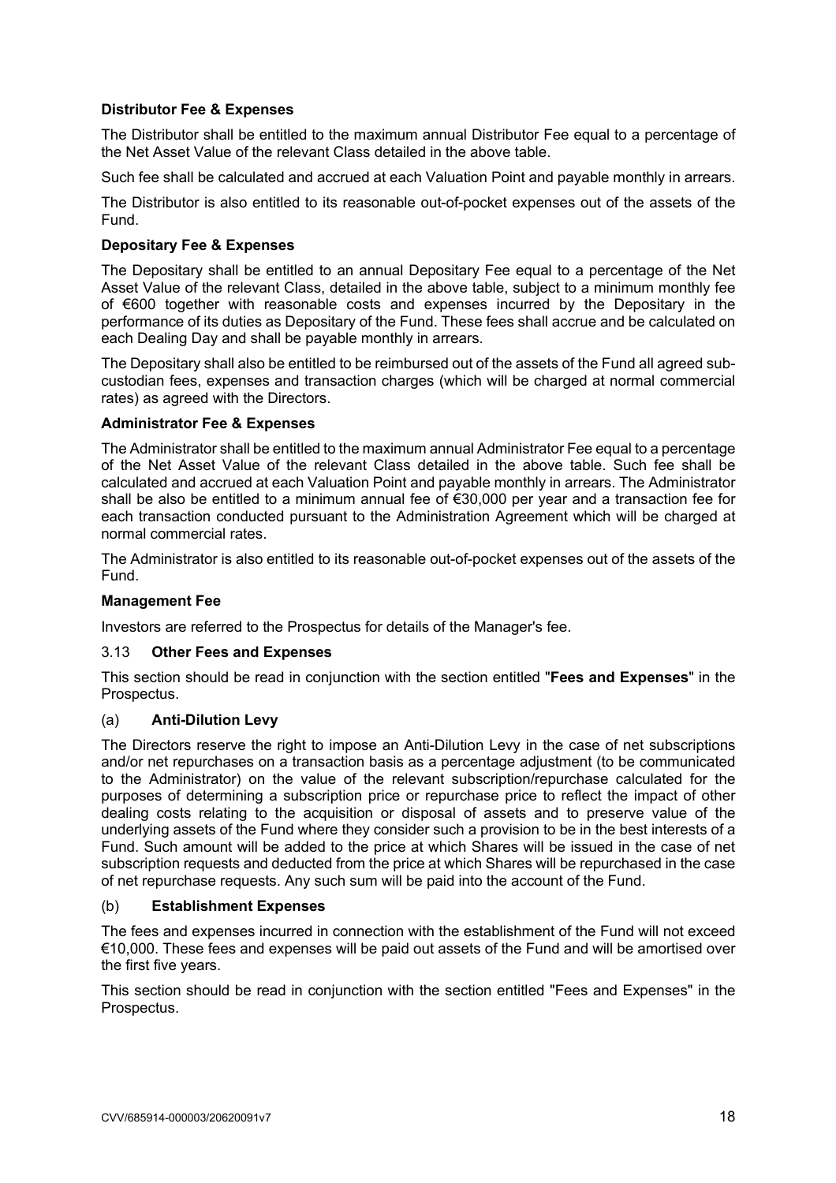**Distributor Fee & Expenses**

The Distributor shall be entitled to the maximum annual Distributor Fee equal to a percentage of the Net Asset Value of the relevant Class detailed in the above table.

Such fee shall be calculated and accrued at each Valuation Point and payable monthly in arrears.

The Distributor is also entitled to its reasonable out-of-pocket expenses out of the assets of the Fund.

**Depositary Fee & Expenses**

The Depositary shall be entitled to an annual Depositary Fee equal to a percentage of the Net Asset Value of the relevant Class, detailed in the above table, subject to a minimum monthly fee of €600 together with reasonable costs and expenses incurred by the Depositary in the performance of its duties as Depositary of the Fund. These fees shall accrue and be calculated on each Dealing Day and shall be payable monthly in arrears.

The Depositary shall also be entitled to be reimbursed out of the assets of the Fund all agreed sub-custodian fees, expenses and transaction charges (which will be charged at normal commercial rates) as agreed with the Directors.

**Administrator Fee & Expenses**

The Administrator shall be entitled to the maximum annual Administrator Fee equal to a percentage of the Net Asset Value of the relevant Class detailed in the above table. Such fee shall be calculated and accrued at each Valuation Point and payable monthly in arrears. The Administrator shall be also be entitled to a minimum annual fee of €30,000 per year and a transaction fee for each transaction conducted pursuant to the Administration Agreement which will be charged at normal commercial rates.

The Administrator is also entitled to its reasonable out-of-pocket expenses out of the assets of the Fund.

**Management Fee**

Investors are referred to the Prospectus for details of the Manager's fee.

3.13 **Other Fees and Expenses**

This section should be read in conjunction with the section entitled "**Fees and Expenses**" in the Prospectus.

(a) **Anti-Dilution Levy**

The Directors reserve the right to impose an Anti-Dilution Levy in the case of net subscriptions and/or net repurchases on a transaction basis as a percentage adjustment (to be communicated to the Administrator) on the value of the relevant subscription/repurchase calculated for the purposes of determining a subscription price or repurchase price to reflect the impact of other dealing costs relating to the acquisition or disposal of assets and to preserve value of the underlying assets of the Fund where they consider such a provision to be in the best interests of a Fund. Such amount will be added to the price at which Shares will be issued in the case of net subscription requests and deducted from the price at which Shares will be repurchased in the case of net repurchase requests. Any such sum will be paid into the account of the Fund.

(b) **Establishment Expenses**

The fees and expenses incurred in connection with the establishment of the Fund will not exceed €10,000. These fees and expenses will be paid out assets of the Fund and will be amortised over the first five years.

This section should be read in conjunction with the section entitled "Fees and Expenses" in the Prospectus.

CVV/685914-000003/20620091v7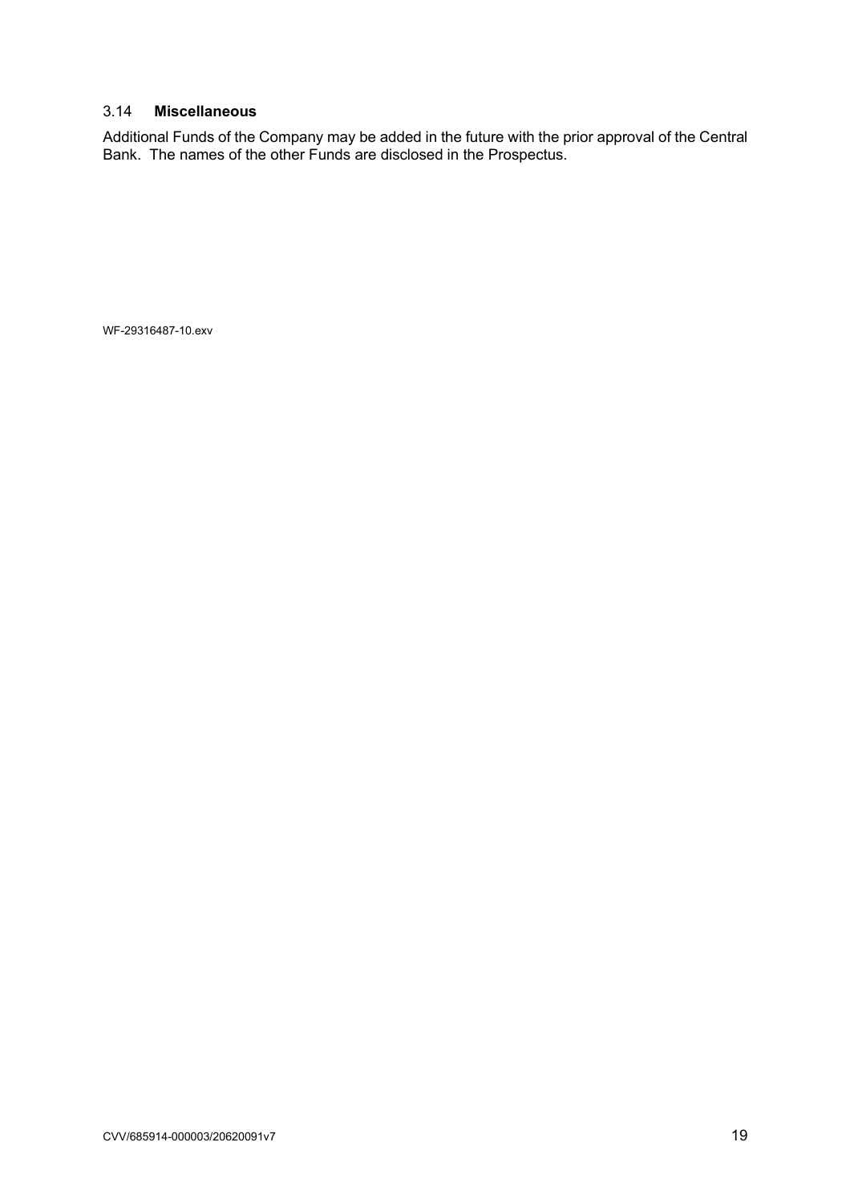### 3.14 **Miscellaneous**

Additional Funds of the Company may be added in the future with the prior approval of the Central Bank. The names of the other Funds are disclosed in the Prospectus.

WF-29316487-10.exv